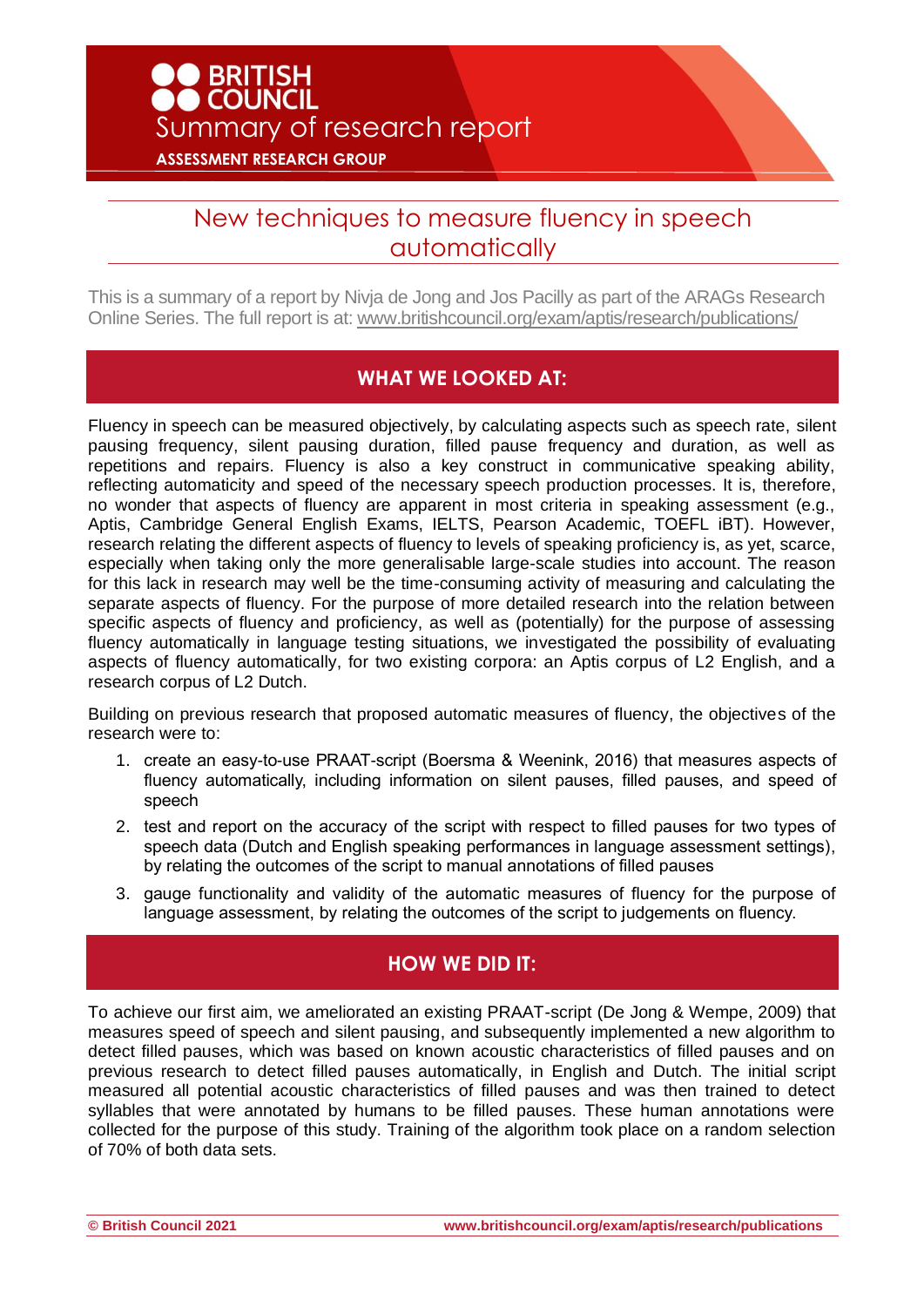BRITISH COUNCIL

Summary of research report

ASSESSMENT RESEARCH GROUP

# New techniques to measure fluency in speech automatically

This is a summary of a report by Nivja de Jong and Jos Pacilly as part of the ARAGs Research Online Series. The full report is at: www.britishcouncil.org/exam/aptis/research/publications/

## WHAT WE LOOKED AT:

Fluency in speech can be measured objectively, by calculating aspects such as speech rate, silent pausing frequency, silent pausing duration, filled pause frequency and duration, as well as repetitions and repairs. Fluency is also a key construct in communicative speaking ability, reflecting automaticity and speed of the necessary speech production processes. It is, therefore, no wonder that aspects of fluency are apparent in most criteria in speaking assessment (e.g., Aptis, Cambridge General English Exams, IELTS, Pearson Academic, TOEFL iBT). However, research relating the different aspects of fluency to levels of speaking proficiency is, as yet, scarce, especially when taking only the more generalisable large-scale studies into account. The reason for this lack in research may well be the time-consuming activity of measuring and calculating the separate aspects of fluency. For the purpose of more detailed research into the relation between specific aspects of fluency and proficiency, as well as (potentially) for the purpose of assessing fluency automatically in language testing situations, we investigated the possibility of evaluating aspects of fluency automatically, for two existing corpora: an Aptis corpus of L2 English, and a research corpus of L2 Dutch.

Building on previous research that proposed automatic measures of fluency, the objectives of the research were to:

1. create an easy-to-use PRAAT-script (Boersma & Weenink, 2016) that measures aspects of fluency automatically, including information on silent pauses, filled pauses, and speed of speech
2. test and report on the accuracy of the script with respect to filled pauses for two types of speech data (Dutch and English speaking performances in language assessment settings), by relating the outcomes of the script to manual annotations of filled pauses
3. gauge functionality and validity of the automatic measures of fluency for the purpose of language assessment, by relating the outcomes of the script to judgements on fluency.

## HOW WE DID IT:

To achieve our first aim, we ameliorated an existing PRAAT-script (De Jong & Wempe, 2009) that measures speed of speech and silent pausing, and subsequently implemented a new algorithm to detect filled pauses, which was based on known acoustic characteristics of filled pauses and on previous research to detect filled pauses automatically, in English and Dutch. The initial script measured all potential acoustic characteristics of filled pauses and was then trained to detect syllables that were annotated by humans to be filled pauses. These human annotations were collected for the purpose of this study. Training of the algorithm took place on a random selection of 70% of both data sets.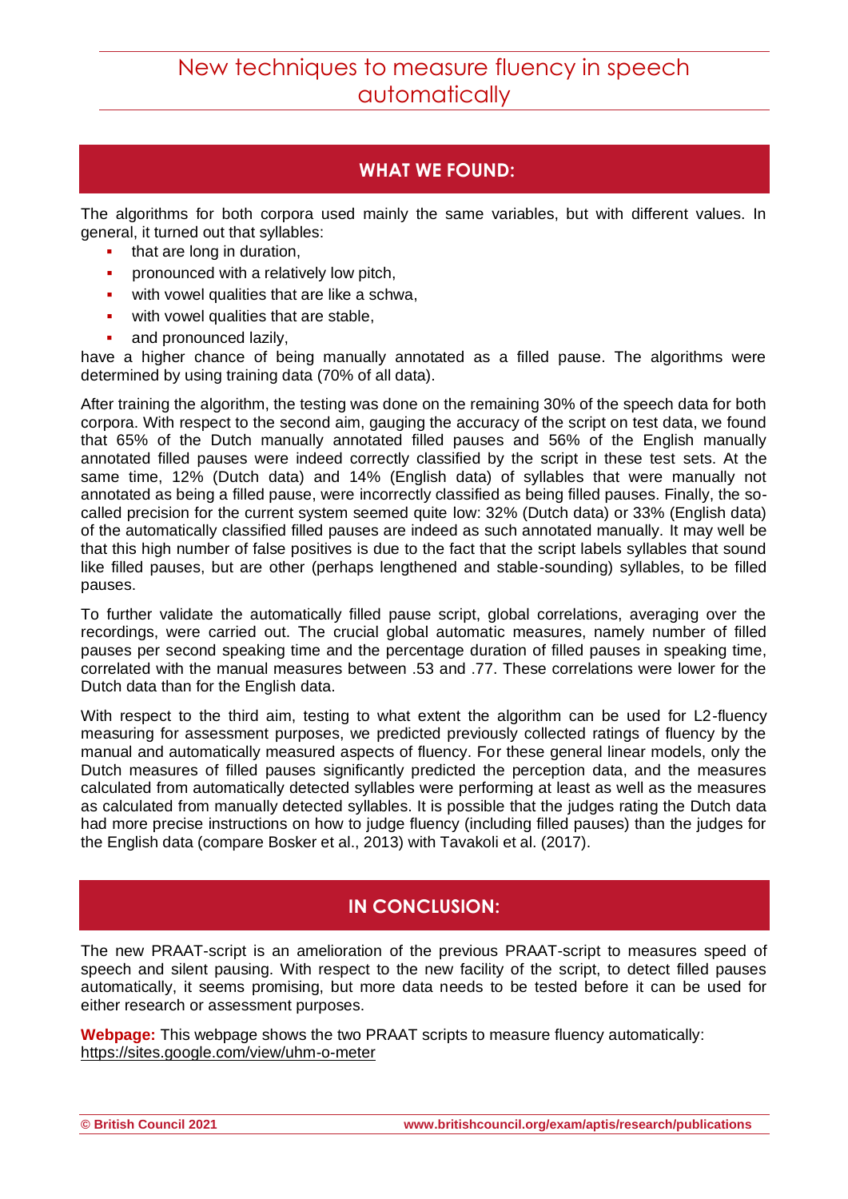# New techniques to measure fluency in speech automatically

## WHAT WE FOUND:

The algorithms for both corpora used mainly the same variables, but with different values. In general, it turned out that syllables:

- that are long in duration,
- pronounced with a relatively low pitch,
- with vowel qualities that are like a schwa,
- with vowel qualities that are stable,
- and pronounced lazily,

have a higher chance of being manually annotated as a filled pause. The algorithms were determined by using training data (70% of all data).

After training the algorithm, the testing was done on the remaining 30% of the speech data for both corpora. With respect to the second aim, gauging the accuracy of the script on test data, we found that 65% of the Dutch manually annotated filled pauses and 56% of the English manually annotated filled pauses were indeed correctly classified by the script in these test sets. At the same time, 12% (Dutch data) and 14% (English data) of syllables that were manually not annotated as being a filled pause, were incorrectly classified as being filled pauses. Finally, the so-called precision for the current system seemed quite low: 32% (Dutch data) or 33% (English data) of the automatically classified filled pauses are indeed as such annotated manually. It may well be that this high number of false positives is due to the fact that the script labels syllables that sound like filled pauses, but are other (perhaps lengthened and stable-sounding) syllables, to be filled pauses.

To further validate the automatically filled pause script, global correlations, averaging over the recordings, were carried out. The crucial global automatic measures, namely number of filled pauses per second speaking time and the percentage duration of filled pauses in speaking time, correlated with the manual measures between .53 and .77. These correlations were lower for the Dutch data than for the English data.

With respect to the third aim, testing to what extent the algorithm can be used for L2-fluency measuring for assessment purposes, we predicted previously collected ratings of fluency by the manual and automatically measured aspects of fluency. For these general linear models, only the Dutch measures of filled pauses significantly predicted the perception data, and the measures calculated from automatically detected syllables were performing at least as well as the measures as calculated from manually detected syllables. It is possible that the judges rating the Dutch data had more precise instructions on how to judge fluency (including filled pauses) than the judges for the English data (compare Bosker et al., 2013) with Tavakoli et al. (2017).

## IN CONCLUSION:

The new PRAAT-script is an amelioration of the previous PRAAT-script to measures speed of speech and silent pausing. With respect to the new facility of the script, to detect filled pauses automatically, it seems promising, but more data needs to be tested before it can be used for either research or assessment purposes.

**Webpage:** This webpage shows the two PRAAT scripts to measure fluency automatically: https://sites.google.com/view/uhm-o-meter